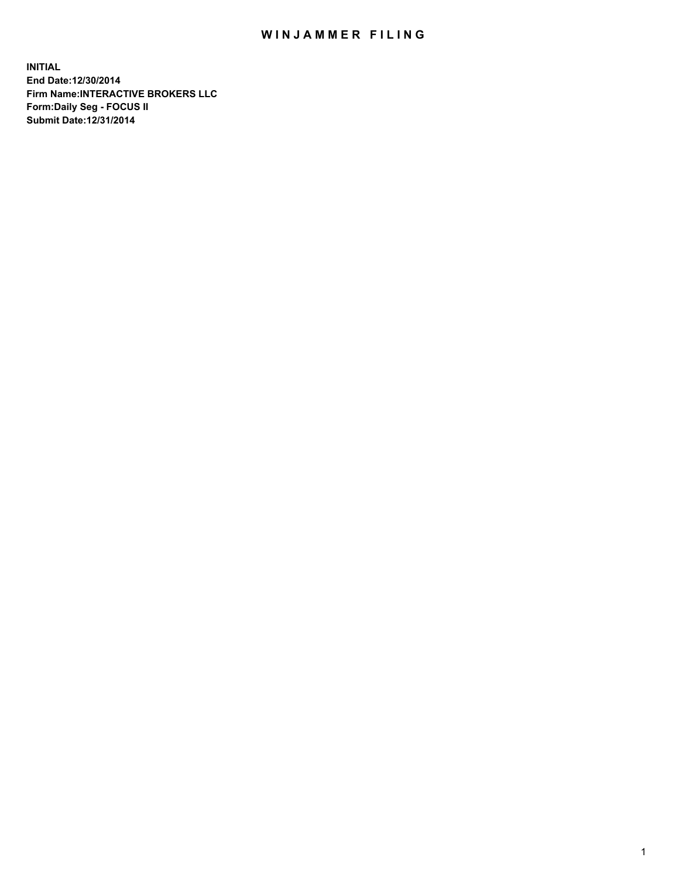# WINJAMMER FILING

**INITIAL**
**End Date:12/30/2014**
**Firm Name:INTERACTIVE BROKERS LLC**
**Form:Daily Seg - FOCUS II**
**Submit Date:12/31/2014**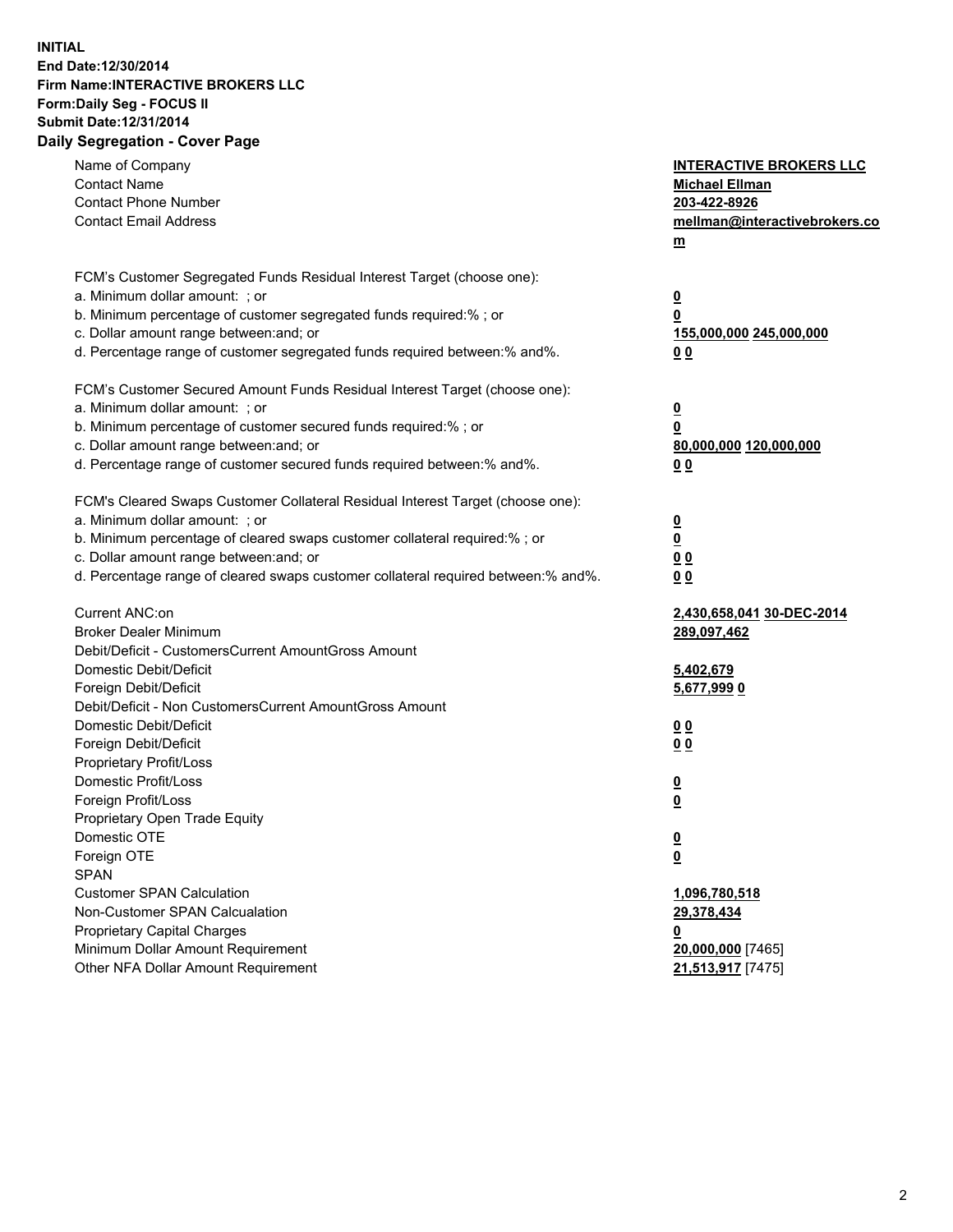**INITIAL**
**End Date:12/30/2014**
**Firm Name:INTERACTIVE BROKERS LLC**
**Form:Daily Seg - FOCUS II**
**Submit Date:12/31/2014**
**Daily Segregation - Cover Page**

| | |
|---|---|
| Name of Company | **INTERACTIVE BROKERS LLC** |
| Contact Name | **Michael Ellman** |
| Contact Phone Number | **203-422-8926** |
| Contact Email Address | **mellman@interactivebrokers.com** |
| FCM's Customer Segregated Funds Residual Interest Target (choose one): | |
| a. Minimum dollar amount: ; or | **0** |
| b. Minimum percentage of customer segregated funds required:% ; or | **0** |
| c. Dollar amount range between:and; or | **155,000,000** **245,000,000** |
| d. Percentage range of customer segregated funds required between:% and%. | **0** **0** |
| FCM's Customer Secured Amount Funds Residual Interest Target (choose one): | |
| a. Minimum dollar amount: ; or | **0** |
| b. Minimum percentage of customer secured funds required:% ; or | **0** |
| c. Dollar amount range between:and; or | **80,000,000** **120,000,000** |
| d. Percentage range of customer secured funds required between:% and%. | **0** **0** |
| FCM's Cleared Swaps Customer Collateral Residual Interest Target (choose one): | |
| a. Minimum dollar amount: ; or | **0** |
| b. Minimum percentage of cleared swaps customer collateral required:% ; or | **0** |
| c. Dollar amount range between:and; or | **0** **0** |
| d. Percentage range of cleared swaps customer collateral required between:% and%. | **0** **0** |
| Current ANC:on | **2,430,658,041** **30-DEC-2014** |
| Broker Dealer Minimum | **289,097,462** |
| Debit/Deficit - CustomersCurrent AmountGross Amount | |
| Domestic Debit/Deficit | **5,402,679** |
| Foreign Debit/Deficit | **5,677,999** **0** |
| Debit/Deficit - Non CustomersCurrent AmountGross Amount | |
| Domestic Debit/Deficit | **0** **0** |
| Foreign Debit/Deficit | **0** **0** |
| Proprietary Profit/Loss | |
| Domestic Profit/Loss | **0** |
| Foreign Profit/Loss | **0** |
| Proprietary Open Trade Equity | |
| Domestic OTE | **0** |
| Foreign OTE | **0** |
| SPAN | |
| Customer SPAN Calculation | **1,096,780,518** |
| Non-Customer SPAN Calcualation | **29,378,434** |
| Proprietary Capital Charges | **0** |
| Minimum Dollar Amount Requirement | **20,000,000** [7465] |
| Other NFA Dollar Amount Requirement | **21,513,917** [7475] |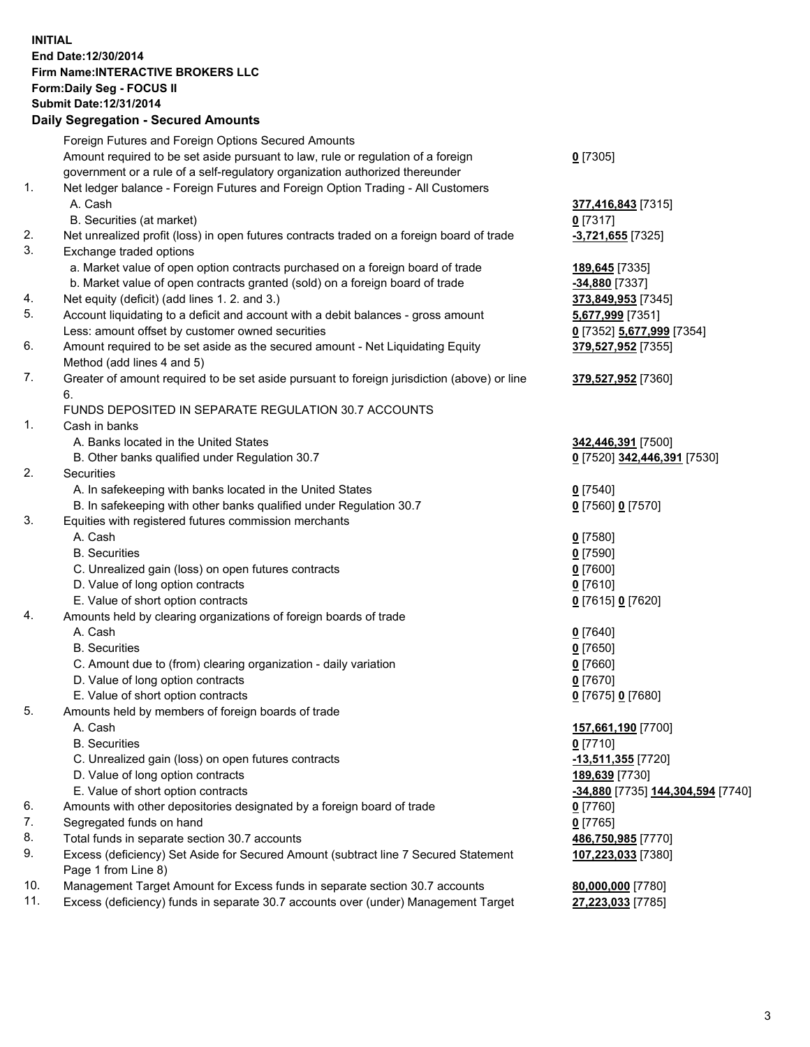**INITIAL**
**End Date:12/30/2014**
**Firm Name:INTERACTIVE BROKERS LLC**
**Form:Daily Seg - FOCUS II**
**Submit Date:12/31/2014**

## Daily Segregation - Secured Amounts

| | | |
|---|---|---|
| | Foreign Futures and Foreign Options Secured Amounts | |
| | Amount required to be set aside pursuant to law, rule or regulation of a foreign government or a rule of a self-regulatory organization authorized thereunder | **0** [7305] |
| 1. | Net ledger balance - Foreign Futures and Foreign Option Trading - All Customers | |
| | A. Cash | **377,416,843** [7315] |
| | B. Securities (at market) | **0** [7317] |
| 2. | Net unrealized profit (loss) in open futures contracts traded on a foreign board of trade | **-3,721,655** [7325] |
| 3. | Exchange traded options | |
| | a. Market value of open option contracts purchased on a foreign board of trade | **189,645** [7335] |
| | b. Market value of open contracts granted (sold) on a foreign board of trade | **-34,880** [7337] |
| 4. | Net equity (deficit) (add lines 1. 2. and 3.) | **373,849,953** [7345] |
| 5. | Account liquidating to a deficit and account with a debit balances - gross amount | **5,677,999** [7351] |
| | Less: amount offset by customer owned securities | **0** [7352] **5,677,999** [7354] |
| 6. | Amount required to be set aside as the secured amount - Net Liquidating Equity Method (add lines 4 and 5) | **379,527,952** [7355] |
| 7. | Greater of amount required to be set aside pursuant to foreign jurisdiction (above) or line 6. | **379,527,952** [7360] |
| | FUNDS DEPOSITED IN SEPARATE REGULATION 30.7 ACCOUNTS | |
| 1. | Cash in banks | |
| | A. Banks located in the United States | **342,446,391** [7500] |
| | B. Other banks qualified under Regulation 30.7 | **0** [7520] **342,446,391** [7530] |
| 2. | Securities | |
| | A. In safekeeping with banks located in the United States | **0** [7540] |
| | B. In safekeeping with other banks qualified under Regulation 30.7 | **0** [7560] **0** [7570] |
| 3. | Equities with registered futures commission merchants | |
| | A. Cash | **0** [7580] |
| | B. Securities | **0** [7590] |
| | C. Unrealized gain (loss) on open futures contracts | **0** [7600] |
| | D. Value of long option contracts | **0** [7610] |
| | E. Value of short option contracts | **0** [7615] **0** [7620] |
| 4. | Amounts held by clearing organizations of foreign boards of trade | |
| | A. Cash | **0** [7640] |
| | B. Securities | **0** [7650] |
| | C. Amount due to (from) clearing organization - daily variation | **0** [7660] |
| | D. Value of long option contracts | **0** [7670] |
| | E. Value of short option contracts | **0** [7675] **0** [7680] |
| 5. | Amounts held by members of foreign boards of trade | |
| | A. Cash | **157,661,190** [7700] |
| | B. Securities | **0** [7710] |
| | C. Unrealized gain (loss) on open futures contracts | **-13,511,355** [7720] |
| | D. Value of long option contracts | **189,639** [7730] |
| | E. Value of short option contracts | **-34,880** [7735] **144,304,594** [7740] |
| 6. | Amounts with other depositories designated by a foreign board of trade | **0** [7760] |
| 7. | Segregated funds on hand | **0** [7765] |
| 8. | Total funds in separate section 30.7 accounts | **486,750,985** [7770] |
| 9. | Excess (deficiency) Set Aside for Secured Amount (subtract line 7 Secured Statement Page 1 from Line 8) | **107,223,033** [7380] |
| 10. | Management Target Amount for Excess funds in separate section 30.7 accounts | **80,000,000** [7780] |
| 11. | Excess (deficiency) funds in separate 30.7 accounts over (under) Management Target | **27,223,033** [7785] |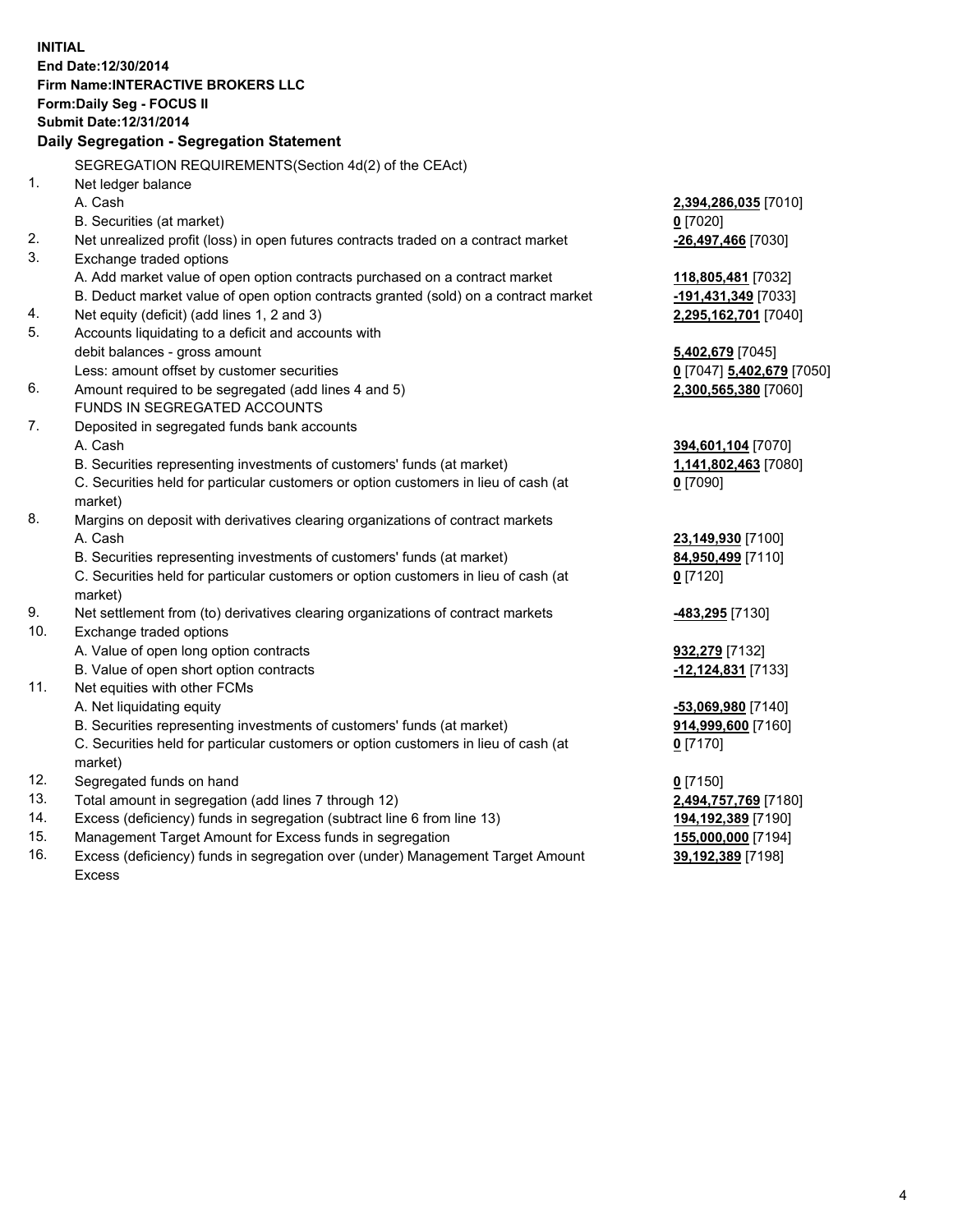**INITIAL**
**End Date:12/30/2014**
**Firm Name:INTERACTIVE BROKERS LLC**
**Form:Daily Seg - FOCUS II**
**Submit Date:12/31/2014**

### Daily Segregation - Segregation Statement

| | | |
|---|---|---|
| | SEGREGATION REQUIREMENTS(Section 4d(2) of the CEAct) | |
| 1. | Net ledger balance | |
| | A. Cash | **2,394,286,035** [7010] |
| | B. Securities (at market) | **0** [7020] |
| 2. | Net unrealized profit (loss) in open futures contracts traded on a contract market | **-26,497,466** [7030] |
| 3. | Exchange traded options | |
| | A. Add market value of open option contracts purchased on a contract market | **118,805,481** [7032] |
| | B. Deduct market value of open option contracts granted (sold) on a contract market | **-191,431,349** [7033] |
| 4. | Net equity (deficit) (add lines 1, 2 and 3) | **2,295,162,701** [7040] |
| 5. | Accounts liquidating to a deficit and accounts with debit balances - gross amount | **5,402,679** [7045] |
| | Less: amount offset by customer securities | **0** [7047] **5,402,679** [7050] |
| 6. | Amount required to be segregated (add lines 4 and 5) | **2,300,565,380** [7060] |
| | FUNDS IN SEGREGATED ACCOUNTS | |
| 7. | Deposited in segregated funds bank accounts | |
| | A. Cash | **394,601,104** [7070] |
| | B. Securities representing investments of customers' funds (at market) | **1,141,802,463** [7080] |
| | C. Securities held for particular customers or option customers in lieu of cash (at market) | **0** [7090] |
| 8. | Margins on deposit with derivatives clearing organizations of contract markets | |
| | A. Cash | **23,149,930** [7100] |
| | B. Securities representing investments of customers' funds (at market) | **84,950,499** [7110] |
| | C. Securities held for particular customers or option customers in lieu of cash (at market) | **0** [7120] |
| 9. | Net settlement from (to) derivatives clearing organizations of contract markets | **-483,295** [7130] |
| 10. | Exchange traded options | |
| | A. Value of open long option contracts | **932,279** [7132] |
| | B. Value of open short option contracts | **-12,124,831** [7133] |
| 11. | Net equities with other FCMs | |
| | A. Net liquidating equity | **-53,069,980** [7140] |
| | B. Securities representing investments of customers' funds (at market) | **914,999,600** [7160] |
| | C. Securities held for particular customers or option customers in lieu of cash (at market) | **0** [7170] |
| 12. | Segregated funds on hand | **0** [7150] |
| 13. | Total amount in segregation (add lines 7 through 12) | **2,494,757,769** [7180] |
| 14. | Excess (deficiency) funds in segregation (subtract line 6 from line 13) | **194,192,389** [7190] |
| 15. | Management Target Amount for Excess funds in segregation | **155,000,000** [7194] |
| 16. | Excess (deficiency) funds in segregation over (under) Management Target Amount Excess | **39,192,389** [7198] |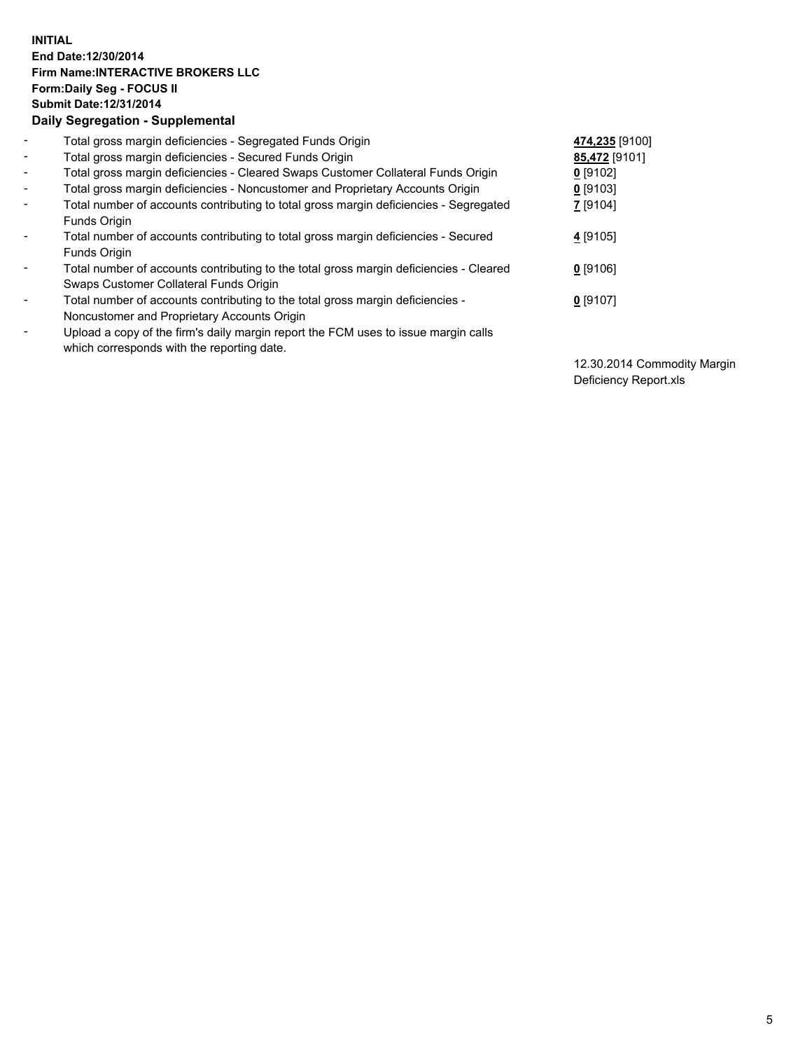**INITIAL**
**End Date:12/30/2014**
**Firm Name:INTERACTIVE BROKERS LLC**
**Form:Daily Seg - FOCUS II**
**Submit Date:12/31/2014**

### Daily Segregation - Supplemental

| | | |
|---|---|---|
| - | Total gross margin deficiencies - Segregated Funds Origin | **474,235** [9100] |
| - | Total gross margin deficiencies - Secured Funds Origin | **85,472** [9101] |
| - | Total gross margin deficiencies - Cleared Swaps Customer Collateral Funds Origin | **0** [9102] |
| - | Total gross margin deficiencies - Noncustomer and Proprietary Accounts Origin | **0** [9103] |
| - | Total number of accounts contributing to total gross margin deficiencies - Segregated Funds Origin | **7** [9104] |
| - | Total number of accounts contributing to total gross margin deficiencies - Secured Funds Origin | **4** [9105] |
| - | Total number of accounts contributing to the total gross margin deficiencies - Cleared Swaps Customer Collateral Funds Origin | **0** [9106] |
| - | Total number of accounts contributing to the total gross margin deficiencies - Noncustomer and Proprietary Accounts Origin | **0** [9107] |
| - | Upload a copy of the firm's daily margin report the FCM uses to issue margin calls which corresponds with the reporting date. | 12.30.2014 Commodity Margin Deficiency Report.xls |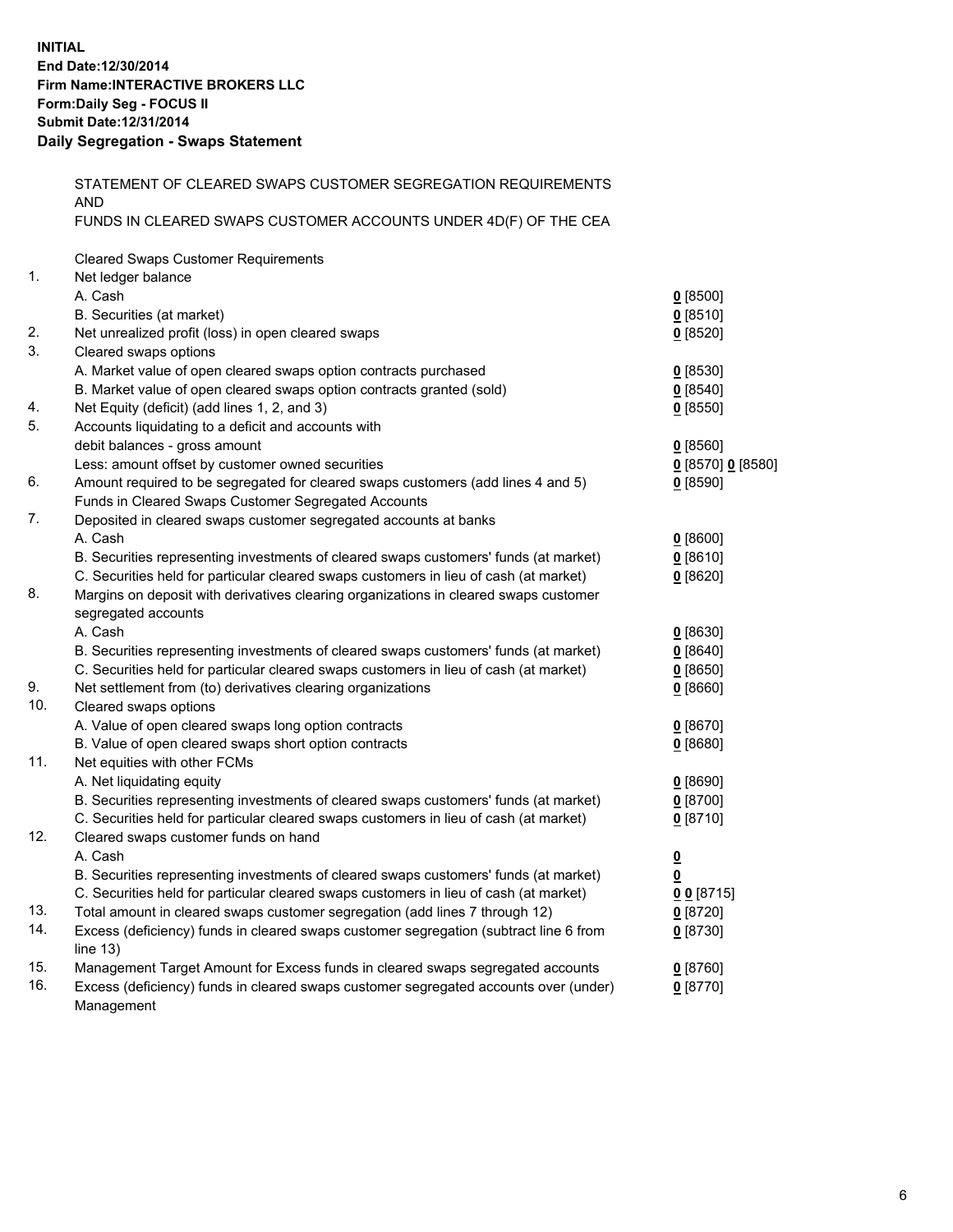**INITIAL**
**End Date:12/30/2014**
**Firm Name:INTERACTIVE BROKERS LLC**
**Form:Daily Seg - FOCUS II**
**Submit Date:12/31/2014**
**Daily Segregation - Swaps Statement**

STATEMENT OF CLEARED SWAPS CUSTOMER SEGREGATION REQUIREMENTS AND FUNDS IN CLEARED SWAPS CUSTOMER ACCOUNTS UNDER 4D(F) OF THE CEA

| | | |
|---|---|---|
| | Cleared Swaps Customer Requirements | |
| 1. | Net ledger balance | |
| | A. Cash | 0 [8500] |
| | B. Securities (at market) | 0 [8510] |
| 2. | Net unrealized profit (loss) in open cleared swaps | 0 [8520] |
| 3. | Cleared swaps options | |
| | A. Market value of open cleared swaps option contracts purchased | 0 [8530] |
| | B. Market value of open cleared swaps option contracts granted (sold) | 0 [8540] |
| 4. | Net Equity (deficit) (add lines 1, 2, and 3) | 0 [8550] |
| 5. | Accounts liquidating to a deficit and accounts with debit balances - gross amount | 0 [8560] |
| | Less: amount offset by customer owned securities | 0 [8570] 0 [8580] |
| 6. | Amount required to be segregated for cleared swaps customers (add lines 4 and 5) | 0 [8590] |
| | Funds in Cleared Swaps Customer Segregated Accounts | |
| 7. | Deposited in cleared swaps customer segregated accounts at banks | |
| | A. Cash | 0 [8600] |
| | B. Securities representing investments of cleared swaps customers' funds (at market) | 0 [8610] |
| | C. Securities held for particular cleared swaps customers in lieu of cash (at market) | 0 [8620] |
| 8. | Margins on deposit with derivatives clearing organizations in cleared swaps customer segregated accounts | |
| | A. Cash | 0 [8630] |
| | B. Securities representing investments of cleared swaps customers' funds (at market) | 0 [8640] |
| | C. Securities held for particular cleared swaps customers in lieu of cash (at market) | 0 [8650] |
| 9. | Net settlement from (to) derivatives clearing organizations | 0 [8660] |
| 10. | Cleared swaps options | |
| | A. Value of open cleared swaps long option contracts | 0 [8670] |
| | B. Value of open cleared swaps short option contracts | 0 [8680] |
| 11. | Net equities with other FCMs | |
| | A. Net liquidating equity | 0 [8690] |
| | B. Securities representing investments of cleared swaps customers' funds (at market) | 0 [8700] |
| | C. Securities held for particular cleared swaps customers in lieu of cash (at market) | 0 [8710] |
| 12. | Cleared swaps customer funds on hand | |
| | A. Cash | 0 |
| | B. Securities representing investments of cleared swaps customers' funds (at market) | 0 |
| | C. Securities held for particular cleared swaps customers in lieu of cash (at market) | 0 0 [8715] |
| 13. | Total amount in cleared swaps customer segregation (add lines 7 through 12) | 0 [8720] |
| 14. | Excess (deficiency) funds in cleared swaps customer segregation (subtract line 6 from line 13) | 0 [8730] |
| 15. | Management Target Amount for Excess funds in cleared swaps segregated accounts | 0 [8760] |
| 16. | Excess (deficiency) funds in cleared swaps customer segregated accounts over (under) Management | 0 [8770] |